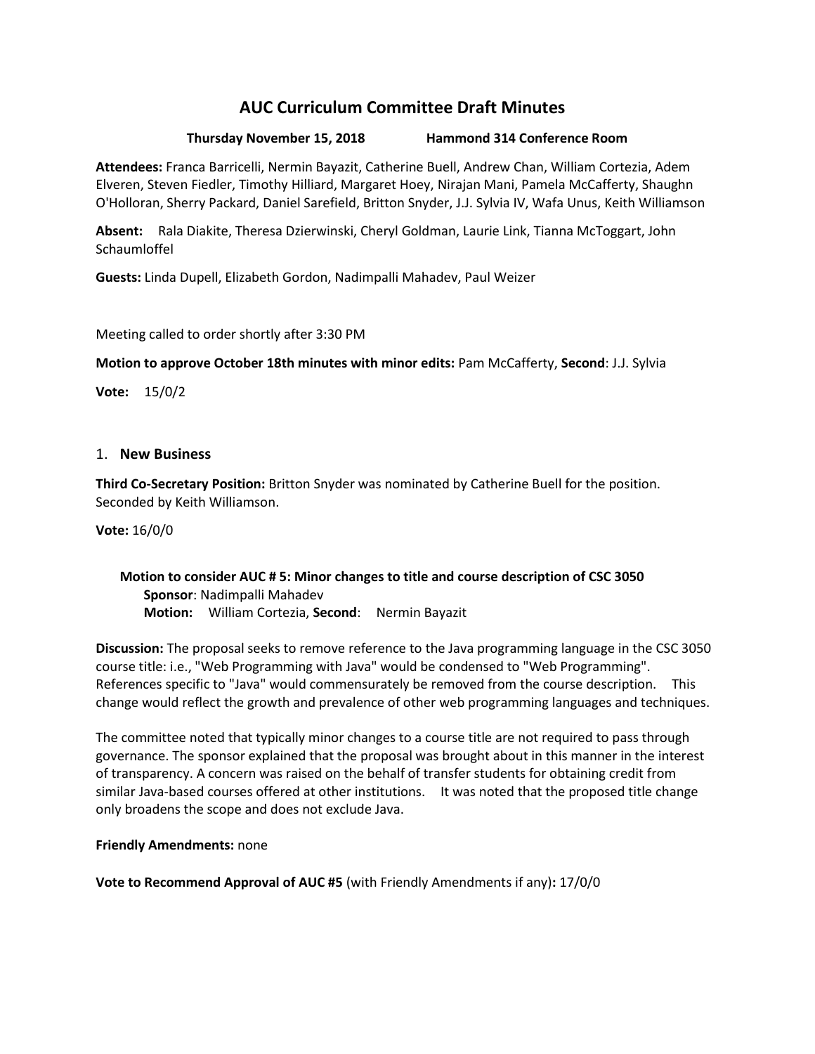# AUC Curriculum Committee Draft Minutes

**Thursday November 15, 2018 Hammond 314 Conference Room**

**Attendees:** Franca Barricelli, Nermin Bayazit, Catherine Buell, Andrew Chan, William Cortezia, Adem Elveren, Steven Fiedler, Timothy Hilliard, Margaret Hoey, Nirajan Mani, Pamela McCafferty, Shaughn O'Holloran, Sherry Packard, Daniel Sarefield, Britton Snyder, J.J. Sylvia IV, Wafa Unus, Keith Williamson

**Absent:** Rala Diakite, Theresa Dzierwinski, Cheryl Goldman, Laurie Link, Tianna McToggart, John Schaumloffel

**Guests:** Linda Dupell, Elizabeth Gordon, Nadimpalli Mahadev, Paul Weizer

Meeting called to order shortly after 3:30 PM

**Motion to approve October 18th minutes with minor edits:** Pam McCafferty, **Second**: J.J. Sylvia

**Vote:** 15/0/2

## 1. New Business

**Third Co-Secretary Position:** Britton Snyder was nominated by Catherine Buell for the position. Seconded by Keith Williamson.

**Vote:** 16/0/0

**Motion to consider AUC # 5: Minor changes to title and course description of CSC 3050**
**Sponsor**: Nadimpalli Mahadev
**Motion:** William Cortezia, **Second**: Nermin Bayazit

**Discussion:** The proposal seeks to remove reference to the Java programming language in the CSC 3050 course title: i.e., "Web Programming with Java" would be condensed to "Web Programming". References specific to "Java" would commensurately be removed from the course description. This change would reflect the growth and prevalence of other web programming languages and techniques.

The committee noted that typically minor changes to a course title are not required to pass through governance. The sponsor explained that the proposal was brought about in this manner in the interest of transparency. A concern was raised on the behalf of transfer students for obtaining credit from similar Java-based courses offered at other institutions. It was noted that the proposed title change only broadens the scope and does not exclude Java.

**Friendly Amendments:** none

**Vote to Recommend Approval of AUC #5** (with Friendly Amendments if any)**:** 17/0/0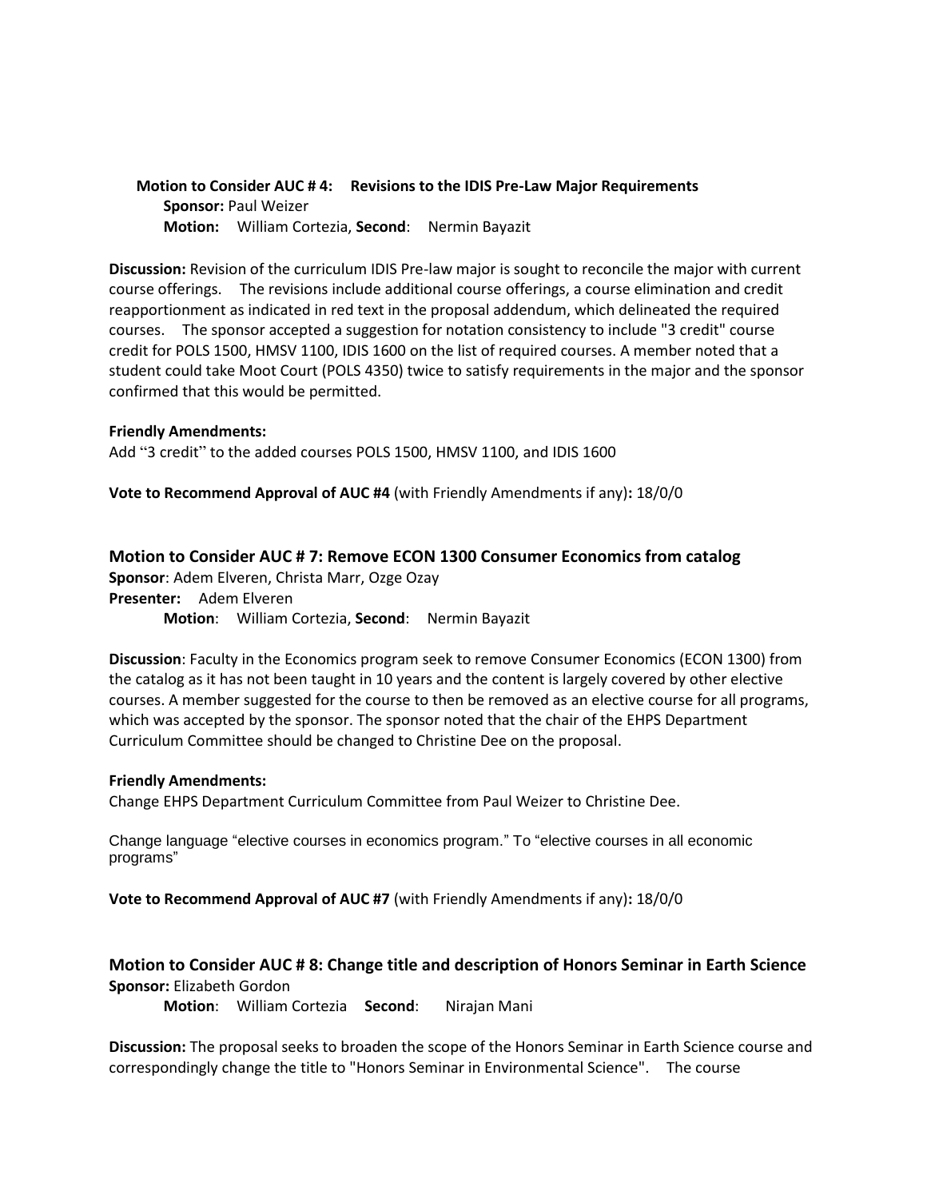**Motion to Consider AUC # 4: Revisions to the IDIS Pre-Law Major Requirements**

**Sponsor:** Paul Weizer

**Motion:** William Cortezia, **Second**: Nermin Bayazit

**Discussion:** Revision of the curriculum IDIS Pre-law major is sought to reconcile the major with current course offerings. The revisions include additional course offerings, a course elimination and credit reapportionment as indicated in red text in the proposal addendum, which delineated the required courses. The sponsor accepted a suggestion for notation consistency to include "3 credit" course credit for POLS 1500, HMSV 1100, IDIS 1600 on the list of required courses. A member noted that a student could take Moot Court (POLS 4350) twice to satisfy requirements in the major and the sponsor confirmed that this would be permitted.

**Friendly Amendments:**

Add "3 credit" to the added courses POLS 1500, HMSV 1100, and IDIS 1600

**Vote to Recommend Approval of AUC #4** (with Friendly Amendments if any)**:** 18/0/0

**Motion to Consider AUC # 7: Remove ECON 1300 Consumer Economics from catalog**

**Sponsor**: Adem Elveren, Christa Marr, Ozge Ozay

**Presenter:** Adem Elveren

**Motion**: William Cortezia, **Second**: Nermin Bayazit

**Discussion**: Faculty in the Economics program seek to remove Consumer Economics (ECON 1300) from the catalog as it has not been taught in 10 years and the content is largely covered by other elective courses. A member suggested for the course to then be removed as an elective course for all programs, which was accepted by the sponsor. The sponsor noted that the chair of the EHPS Department Curriculum Committee should be changed to Christine Dee on the proposal.

**Friendly Amendments:**

Change EHPS Department Curriculum Committee from Paul Weizer to Christine Dee.

Change language "elective courses in economics program." To "elective courses in all economic programs"

**Vote to Recommend Approval of AUC #7** (with Friendly Amendments if any)**:** 18/0/0

**Motion to Consider AUC # 8: Change title and description of Honors Seminar in Earth Science**

**Sponsor:** Elizabeth Gordon

**Motion**: William Cortezia **Second**: Nirajan Mani

**Discussion:** The proposal seeks to broaden the scope of the Honors Seminar in Earth Science course and correspondingly change the title to "Honors Seminar in Environmental Science". The course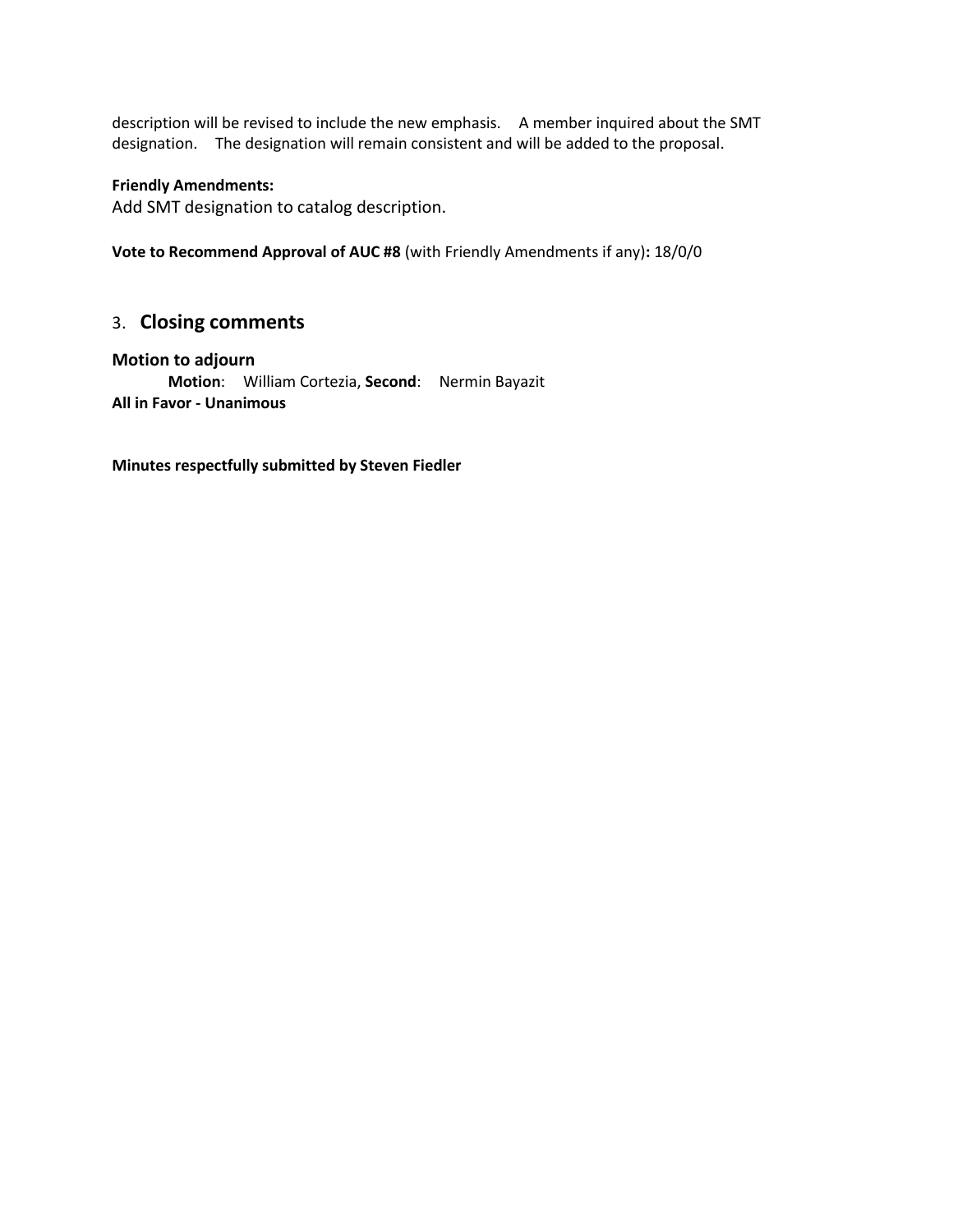description will be revised to include the new emphasis. A member inquired about the SMT designation. The designation will remain consistent and will be added to the proposal.

**Friendly Amendments:**

Add SMT designation to catalog description.

**Vote to Recommend Approval of AUC #8** (with Friendly Amendments if any)**:** 18/0/0

## 3. **Closing comments**

**Motion to adjourn**

**Motion**: William Cortezia, **Second**: Nermin Bayazit

**All in Favor - Unanimous**

**Minutes respectfully submitted by Steven Fiedler**